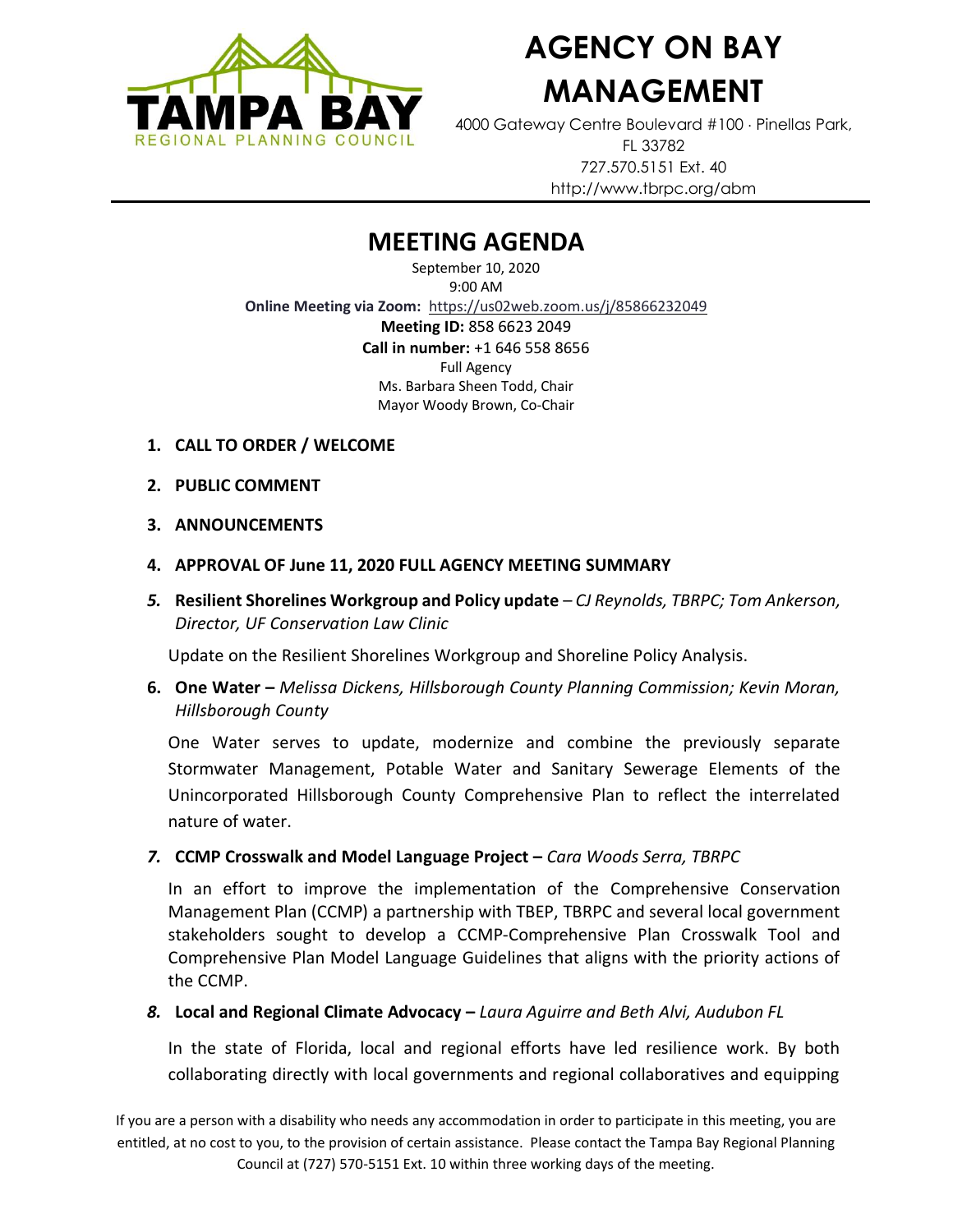# AGENCY ON BAY MANAGEMENT

4000 Gateway Centre Boulevard #100 · Pinellas Park, FL 33782
727.570.5151 Ext. 40
http://www.tbrpc.org/abm

## MEETING AGENDA

September 10, 2020
9:00 AM
**Online Meeting via Zoom:** https://us02web.zoom.us/j/85866232049
**Meeting ID:** 858 6623 2049
**Call in number:** +1 646 558 8656
Full Agency
Ms. Barbara Sheen Todd, Chair
Mayor Woody Brown, Co-Chair

1. **CALL TO ORDER / WELCOME**
2. **PUBLIC COMMENT**
3. **ANNOUNCEMENTS**
4. **APPROVAL OF June 11, 2020 FULL AGENCY MEETING SUMMARY**
5. **Resilient Shorelines Workgroup and Policy update** – *CJ Reynolds, TBRPC; Tom Ankerson, Director, UF Conservation Law Clinic*

   Update on the Resilient Shorelines Workgroup and Shoreline Policy Analysis.

6. **One Water –** *Melissa Dickens, Hillsborough County Planning Commission; Kevin Moran, Hillsborough County*

   One Water serves to update, modernize and combine the previously separate Stormwater Management, Potable Water and Sanitary Sewerage Elements of the Unincorporated Hillsborough County Comprehensive Plan to reflect the interrelated nature of water.

7. **CCMP Crosswalk and Model Language Project –** *Cara Woods Serra, TBRPC*

   In an effort to improve the implementation of the Comprehensive Conservation Management Plan (CCMP) a partnership with TBEP, TBRPC and several local government stakeholders sought to develop a CCMP-Comprehensive Plan Crosswalk Tool and Comprehensive Plan Model Language Guidelines that aligns with the priority actions of the CCMP.

8. **Local and Regional Climate Advocacy –** *Laura Aguirre and Beth Alvi, Audubon FL*

   In the state of Florida, local and regional efforts have led resilience work. By both collaborating directly with local governments and regional collaboratives and equipping

If you are a person with a disability who needs any accommodation in order to participate in this meeting, you are entitled, at no cost to you, to the provision of certain assistance. Please contact the Tampa Bay Regional Planning Council at (727) 570-5151 Ext. 10 within three working days of the meeting.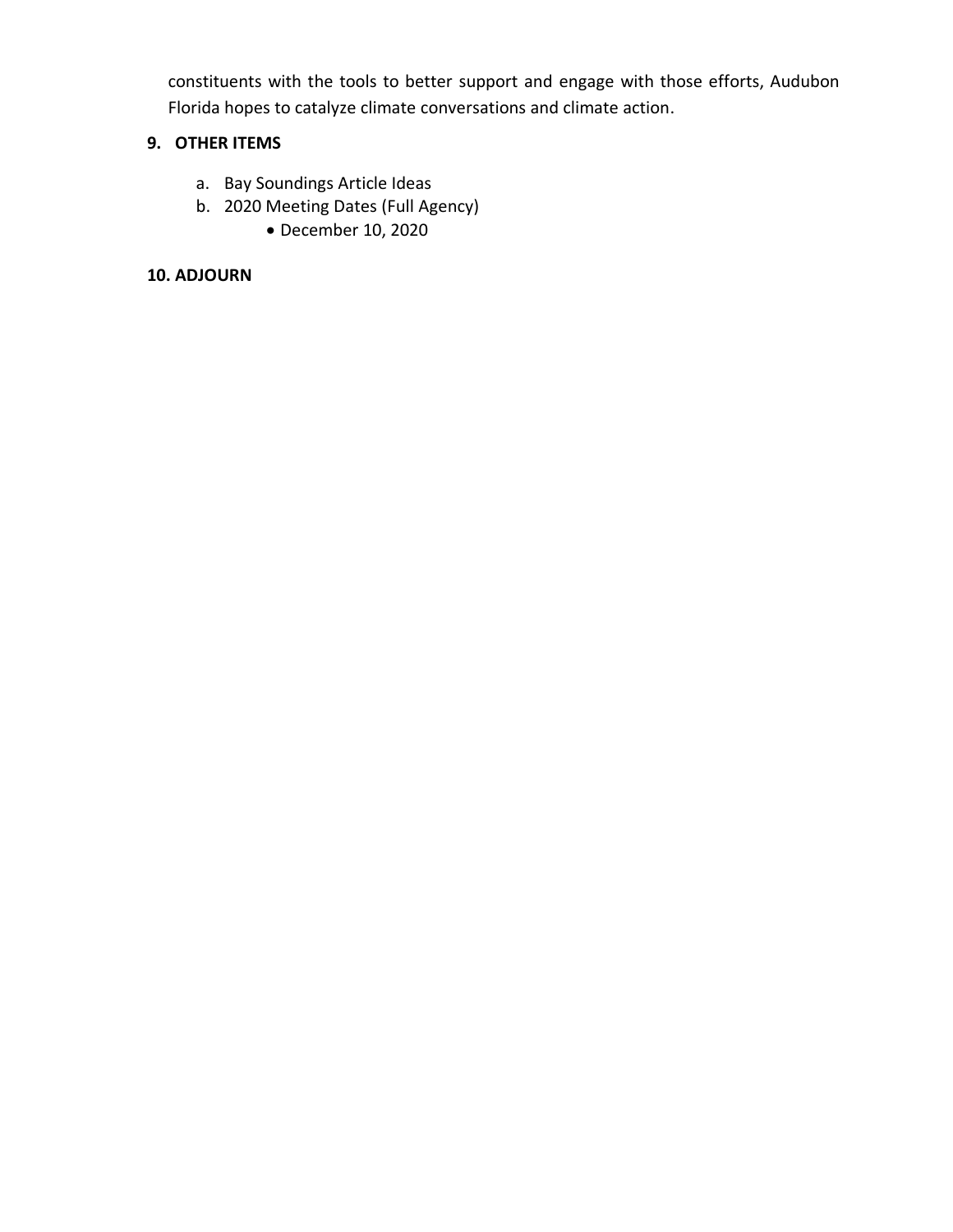constituents with the tools to better support and engage with those efforts, Audubon Florida hopes to catalyze climate conversations and climate action.

**9. OTHER ITEMS**

a. Bay Soundings Article Ideas
b. 2020 Meeting Dates (Full Agency)
   - December 10, 2020

**10. ADJOURN**